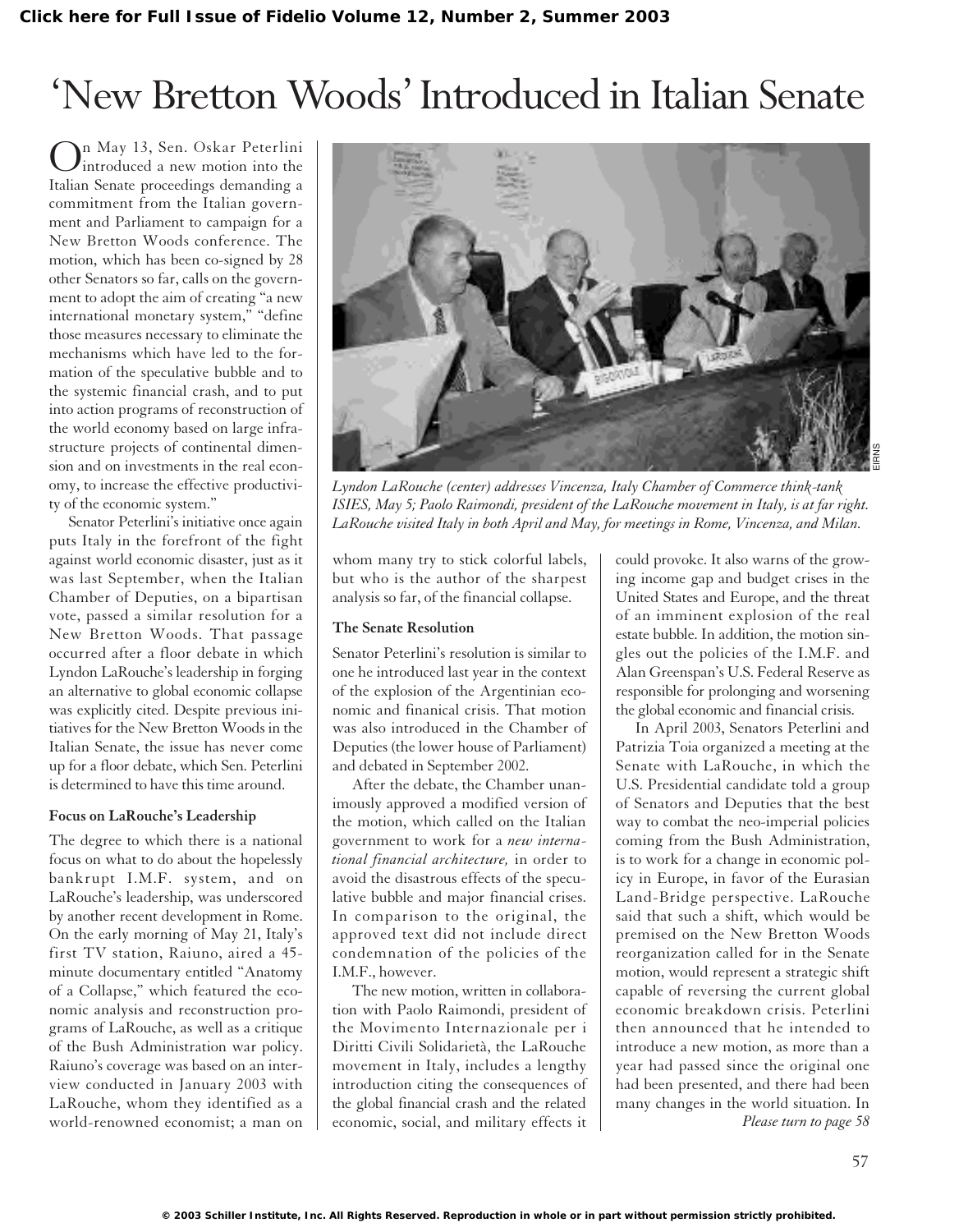# 'New Bretton Woods' Introduced in Italian Senate

On May 13, Sen. Oskar Peterlini introduced a new motion into the Italian Senate proceedings demanding a commitment from the Italian government and Parliament to campaign for a New Bretton Woods conference. The motion, which has been co-signed by 28 other Senators so far, calls on the government to adopt the aim of creating "a new international monetary system," "define those measures necessary to eliminate the mechanisms which have led to the formation of the speculative bubble and to the systemic financial crash, and to put into action programs of reconstruction of the world economy based on large infrastructure projects of continental dimension and on investments in the real economy, to increase the effective productivity of the economic system."

Senator Peterlini's initiative once again puts Italy in the forefront of the fight against world economic disaster, just as it was last September, when the Italian Chamber of Deputies, on a bipartisan vote, passed a similar resolution for a New Bretton Woods. That passage occurred after a floor debate in which Lyndon LaRouche's leadership in forging an alternative to global economic collapse was explicitly cited. Despite previous initiatives for the New Bretton Woods in the Italian Senate, the issue has never come up for a floor debate, which Sen. Peterlini is determined to have this time around.

### Focus on LaRouche's Leadership

The degree to which there is a national focus on what to do about the hopelessly bankrupt I.M.F. system, and on LaRouche's leadership, was underscored by another recent development in Rome. On the early morning of May 21, Italy's first TV station, Raiuno, aired a 45-minute documentary entitled "Anatomy of a Collapse," which featured the economic analysis and reconstruction programs of LaRouche, as well as a critique of the Bush Administration war policy. Raiuno's coverage was based on an interview conducted in January 2003 with LaRouche, whom they identified as a world-renowned economist; a man on whom many try to stick colorful labels, but who is the author of the sharpest analysis so far, of the financial collapse.

*Lyndon LaRouche (center) addresses Vincenza, Italy Chamber of Commerce think-tank ISIES, May 5; Paolo Raimondi, president of the LaRouche movement in Italy, is at far right. LaRouche visited Italy in both April and May, for meetings in Rome, Vincenza, and Milan.*

### The Senate Resolution

Senator Peterlini's resolution is similar to one he introduced last year in the context of the explosion of the Argentinian economic and finanical crisis. That motion was also introduced in the Chamber of Deputies (the lower house of Parliament) and debated in September 2002.

After the debate, the Chamber unanimously approved a modified version of the motion, which called on the Italian government to work for a *new international financial architecture,* in order to avoid the disastrous effects of the speculative bubble and major financial crises. In comparison to the original, the approved text did not include direct condemnation of the policies of the I.M.F., however.

The new motion, written in collaboration with Paolo Raimondi, president of the Movimento Internazionale per i Diritti Civili Solidarietà, the LaRouche movement in Italy, includes a lengthy introduction citing the consequences of the global financial crash and the related economic, social, and military effects it could provoke. It also warns of the growing income gap and budget crises in the United States and Europe, and the threat of an imminent explosion of the real estate bubble. In addition, the motion singles out the policies of the I.M.F. and Alan Greenspan's U.S. Federal Reserve as responsible for prolonging and worsening the global economic and financial crisis.

In April 2003, Senators Peterlini and Patrizia Toia organized a meeting at the Senate with LaRouche, in which the U.S. Presidential candidate told a group of Senators and Deputies that the best way to combat the neo-imperial policies coming from the Bush Administration, is to work for a change in economic policy in Europe, in favor of the Eurasian Land-Bridge perspective. LaRouche said that such a shift, which would be premised on the New Bretton Woods reorganization called for in the Senate motion, would represent a strategic shift capable of reversing the current global economic breakdown crisis. Peterlini then announced that he intended to introduce a new motion, as more than a year had passed since the original one had been presented, and there had been many changes in the world situation. In

*Please turn to page 58*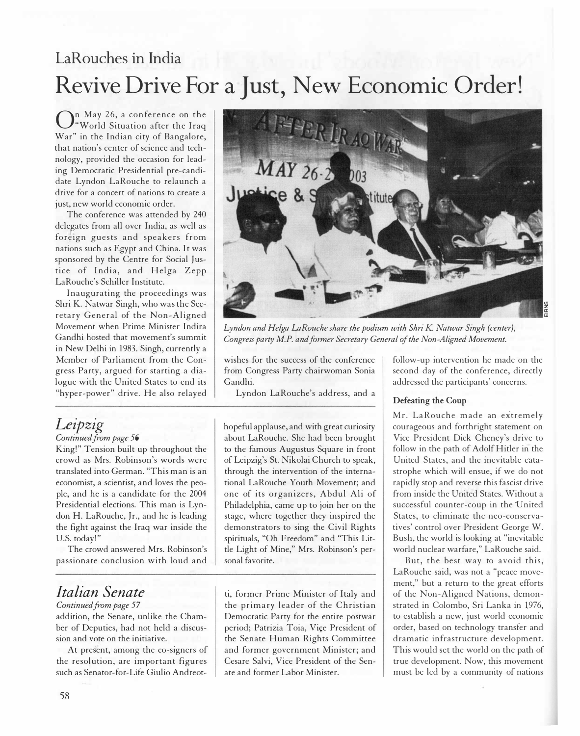LaRouches in India

# Revive Drive For a Just, New Economic Order!

On May 26, a conference on the "World Situation after the Iraq War" in the Indian city of Bangalore, that nation's center of science and technology, provided the occasion for leading Democratic Presidential pre-candidate Lyndon LaRouche to relaunch a drive for a concert of nations to create a just, new world economic order.

The conference was attended by 240 delegates from all over India, as well as foreign guests and speakers from nations such as Egypt and China. It was sponsored by the Centre for Social Justice of India, and Helga Zepp LaRouche's Schiller Institute.

Inaugurating the proceedings was Shri K. Natwar Singh, who was the Secretary General of the Non-Aligned Movement when Prime Minister Indira Gandhi hosted that movement's summit in New Delhi in 1983. Singh, currently a Member of Parliament from the Congress Party, argued for starting a dialogue with the United States to end its "hyper-power" drive. He also relayed wishes for the success of the conference from Congress Party chairwoman Sonia Gandhi.

*Lyndon and Helga LaRouche share the podium with Shri K. Natwar Singh (center), Congress party M.P. and former Secretary General of the Non-Aligned Movement.*

Lyndon LaRouche's address, and a follow-up intervention he made on the second day of the conference, directly addressed the participants' concerns.

**Defeating the Coup**

Mr. LaRouche made an extremely courageous and forthright statement on Vice President Dick Cheney's drive to follow in the path of Adolf Hitler in the United States, and the inevitable catastrophe which will ensue, if we do not rapidly stop and reverse this fascist drive from inside the United States. Without a successful counter-coup in the United States, to eliminate the neo-conservatives' control over President George W. Bush, the world is looking at "inevitable world nuclear warfare," LaRouche said.

But, the best way to avoid this, LaRouche said, was not a "peace movement," but a return to the great efforts of the Non-Aligned Nations, demonstrated in Colombo, Sri Lanka in 1976, to establish a new, just world economic order, based on technology transfer and dramatic infrastructure development. This would set the world on the path of true development. Now, this movement must be led by a community of nations

---

## *Leipzig*

*Continued from page 56*

King!" Tension built up throughout the crowd as Mrs. Robinson's words were translated into German. "This man is an economist, a scientist, and loves the people, and he is a candidate for the 2004 Presidential elections. This man is Lyndon H. LaRouche, Jr., and he is leading the fight against the Iraq war inside the U.S. today!"

The crowd answered Mrs. Robinson's passionate conclusion with loud and hopeful applause, and with great curiosity about LaRouche. She had been brought to the famous Augustus Square in front of Leipzig's St. Nikolai Church to speak, through the intervention of the international LaRouche Youth Movement; and one of its organizers, Abdul Ali of Philadelphia, came up to join her on the stage, where together they inspired the demonstrators to sing the Civil Rights spirituals, "Oh Freedom" and "This Little Light of Mine," Mrs. Robinson's personal favorite.

---

## *Italian Senate*

*Continued from page 57*

addition, the Senate, unlike the Chamber of Deputies, had not held a discussion and vote on the initiative.

At present, among the co-signers of the resolution, are important figures such as Senator-for-Life Giulio Andreotti, former Prime Minister of Italy and the primary leader of the Christian Democratic Party for the entire postwar period; Patrizia Toia, Vice President of the Senate Human Rights Committee and former government Minister; and Cesare Salvi, Vice President of the Senate and former Labor Minister.